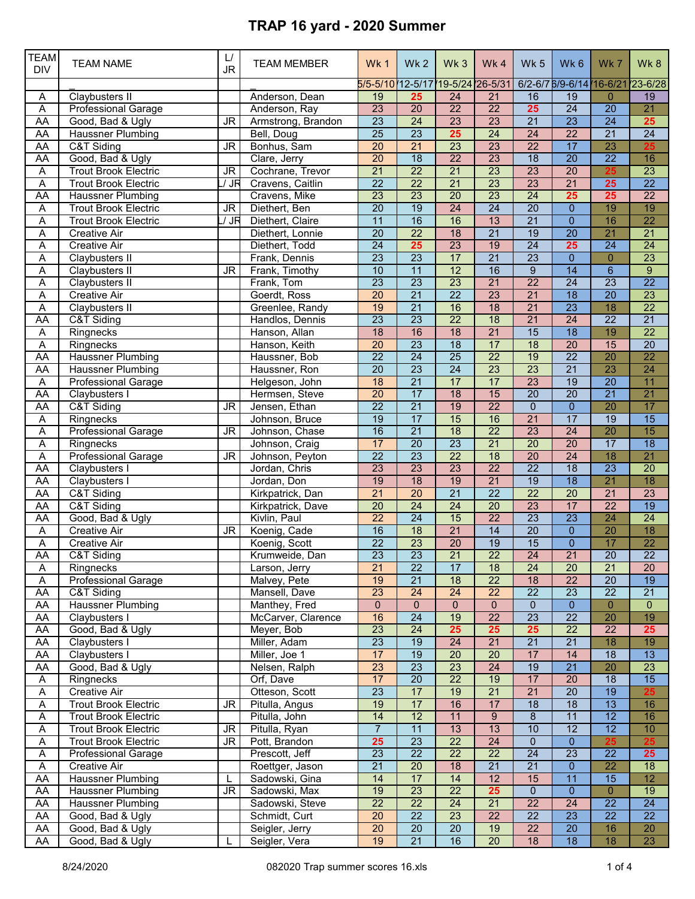# TRAP 16 yard - 2020 Summer

| TEAM DIV | TEAM NAME | L/ JR | TEAM MEMBER | Wk 1 | Wk 2 | Wk 3 | Wk 4 | Wk 5 | Wk 6 | Wk 7 | Wk 8 |
|---|---|---|---|---|---|---|---|---|---|---|---|
| | _ | | _ | 5/5-5/10 | '12-5/17 | '19-5/24 | '26-5/31 | 6/2-6/7 | 6/9-6/14 | '16-6/21 | '23-6/28 |
| A | Claybusters II | | Anderson, Dean | 19 | 25 | 24 | 21 | 16 | 19 | 0 | 19 |
| A | Professional Garage | | Anderson, Ray | 23 | 20 | 22 | 22 | 25 | 24 | 20 | 21 |
| AA | Good, Bad & Ugly | JR | Armstrong, Brandon | 23 | 24 | 23 | 23 | 21 | 23 | 24 | 25 |
| AA | Haussner Plumbing | | Bell, Doug | 25 | 23 | 25 | 24 | 24 | 22 | 21 | 24 |
| AA | C&T Siding | JR | Bonhus, Sam | 20 | 21 | 23 | 23 | 22 | 17 | 23 | 25 |
| AA | Good, Bad & Ugly | | Clare, Jerry | 20 | 18 | 22 | 23 | 18 | 20 | 22 | 16 |
| A | Trout Brook Electric | JR | Cochrane, Trevor | 21 | 22 | 21 | 23 | 23 | 20 | 25 | 23 |
| A | Trout Brook Electric | L/ JR | Cravens, Caitlin | 22 | 22 | 21 | 23 | 23 | 21 | 25 | 22 |
| AA | Haussner Plumbing | | Cravens, Mike | 23 | 23 | 20 | 23 | 24 | 25 | 25 | 22 |
| A | Trout Brook Electric | JR | Diethert, Ben | 20 | 19 | 24 | 24 | 20 | 0 | 19 | 19 |
| A | Trout Brook Electric | L/ JR | Diethert, Claire | 11 | 16 | 16 | 13 | 21 | 0 | 16 | 22 |
| A | Creative Air | | Diethert, Lonnie | 20 | 22 | 18 | 21 | 19 | 20 | 21 | 21 |
| A | Creative Air | | Diethert, Todd | 24 | 25 | 23 | 19 | 24 | 25 | 24 | 24 |
| A | Claybusters II | | Frank, Dennis | 23 | 23 | 17 | 21 | 23 | 0 | 0 | 23 |
| A | Claybusters II | JR | Frank, Timothy | 10 | 11 | 12 | 16 | 9 | 14 | 6 | 9 |
| A | Claybusters II | | Frank, Tom | 23 | 23 | 23 | 21 | 22 | 24 | 23 | 22 |
| A | Creative Air | | Goerdt, Ross | 20 | 21 | 22 | 23 | 21 | 18 | 20 | 23 |
| A | Claybusters II | | Greenlee, Randy | 19 | 21 | 16 | 18 | 21 | 23 | 18 | 22 |
| AA | C&T Siding | | Handlos, Dennis | 23 | 23 | 22 | 18 | 21 | 24 | 22 | 21 |
| A | Ringnecks | | Hanson, Allan | 18 | 16 | 18 | 21 | 15 | 18 | 19 | 22 |
| A | Ringnecks | | Hanson, Keith | 20 | 23 | 18 | 17 | 18 | 20 | 15 | 20 |
| AA | Haussner Plumbing | | Haussner, Bob | 22 | 24 | 25 | 22 | 19 | 22 | 20 | 22 |
| AA | Haussner Plumbing | | Haussner, Ron | 20 | 23 | 24 | 23 | 23 | 21 | 23 | 24 |
| A | Professional Garage | | Helgeson, John | 18 | 21 | 17 | 17 | 23 | 19 | 20 | 11 |
| AA | Claybusters I | | Hermsen, Steve | 20 | 17 | 18 | 15 | 20 | 20 | 21 | 21 |
| AA | C&T Siding | JR | Jensen, Ethan | 22 | 21 | 19 | 22 | 0 | 0 | 20 | 17 |
| A | Ringnecks | | Johnson, Bruce | 19 | 17 | 15 | 16 | 21 | 17 | 19 | 15 |
| A | Professional Garage | JR | Johnson, Chase | 16 | 21 | 18 | 22 | 23 | 24 | 20 | 15 |
| A | Ringnecks | | Johnson, Craig | 17 | 20 | 23 | 21 | 20 | 20 | 17 | 18 |
| A | Professional Garage | JR | Johnson, Peyton | 22 | 23 | 22 | 18 | 20 | 24 | 18 | 21 |
| AA | Claybusters I | | Jordan, Chris | 23 | 23 | 23 | 22 | 22 | 18 | 23 | 20 |
| AA | Claybusters I | | Jordan, Don | 19 | 18 | 19 | 21 | 19 | 18 | 21 | 18 |
| AA | C&T Siding | | Kirkpatrick, Dan | 21 | 20 | 21 | 22 | 22 | 20 | 21 | 23 |
| AA | C&T Siding | | Kirkpatrick, Dave | 20 | 24 | 24 | 20 | 23 | 17 | 22 | 19 |
| AA | Good, Bad & Ugly | | Kivlin, Paul | 22 | 24 | 15 | 22 | 23 | 23 | 24 | 24 |
| A | Creative Air | JR | Koenig, Cade | 16 | 18 | 21 | 14 | 20 | 0 | 20 | 18 |
| A | Creative Air | | Koenig, Scott | 22 | 23 | 20 | 19 | 15 | 0 | 17 | 22 |
| AA | C&T Siding | | Krumweide, Dan | 23 | 23 | 21 | 22 | 24 | 21 | 20 | 22 |
| A | Ringnecks | | Larson, Jerry | 21 | 22 | 17 | 18 | 24 | 20 | 21 | 20 |
| A | Professional Garage | | Malvey, Pete | 19 | 21 | 18 | 22 | 18 | 22 | 20 | 19 |
| AA | C&T Siding | | Mansell, Dave | 23 | 24 | 24 | 22 | 22 | 23 | 22 | 21 |
| AA | Haussner Plumbing | | Manthey, Fred | 0 | 0 | 0 | 0 | 0 | 0 | 0 | 0 |
| AA | Claybusters I | | McCarver, Clarence | 16 | 24 | 19 | 22 | 23 | 22 | 20 | 19 |
| AA | Good, Bad & Ugly | | Meyer, Bob | 23 | 24 | 25 | 25 | 25 | 22 | 22 | 25 |
| AA | Claybusters I | | Miller, Adam | 23 | 19 | 24 | 21 | 21 | 21 | 18 | 19 |
| AA | Claybusters I | | Miller, Joe 1 | 17 | 19 | 20 | 20 | 17 | 14 | 18 | 13 |
| AA | Good, Bad & Ugly | | Nelsen, Ralph | 23 | 23 | 23 | 24 | 19 | 21 | 20 | 23 |
| A | Ringnecks | | Orf, Dave | 17 | 20 | 22 | 19 | 17 | 20 | 18 | 15 |
| A | Creative Air | | Otteson, Scott | 23 | 17 | 19 | 21 | 21 | 20 | 19 | 25 |
| A | Trout Brook Electric | JR | Pitulla, Angus | 19 | 17 | 16 | 17 | 18 | 18 | 13 | 16 |
| A | Trout Brook Electric | | Pitulla, John | 14 | 12 | 11 | 9 | 8 | 11 | 12 | 16 |
| A | Trout Brook Electric | JR | Pitulla, Ryan | 7 | 11 | 13 | 13 | 10 | 12 | 12 | 10 |
| A | Trout Brook Electric | JR | Pott, Brandon | 25 | 23 | 22 | 24 | 0 | 0 | 25 | 25 |
| A | Professional Garage | | Prescott, Jeff | 23 | 22 | 22 | 22 | 24 | 23 | 22 | 25 |
| A | Creative Air | | Roettger, Jason | 21 | 20 | 18 | 21 | 21 | 0 | 22 | 18 |
| AA | Haussner Plumbing | L | Sadowski, Gina | 14 | 17 | 14 | 12 | 15 | 11 | 15 | 12 |
| AA | Haussner Plumbing | JR | Sadowski, Max | 19 | 23 | 22 | 25 | 0 | 0 | 0 | 19 |
| AA | Haussner Plumbing | | Sadowski, Steve | 22 | 22 | 24 | 21 | 22 | 24 | 22 | 24 |
| AA | Good, Bad & Ugly | | Schmidt, Curt | 20 | 22 | 23 | 22 | 22 | 23 | 22 | 22 |
| AA | Good, Bad & Ugly | | Seigler, Jerry | 20 | 20 | 20 | 19 | 22 | 20 | 16 | 20 |
| AA | Good, Bad & Ugly | L | Seigler, Vera | 19 | 21 | 16 | 20 | 18 | 18 | 18 | 23 |

8/24/2020 082020 Trap summer scores 16.xls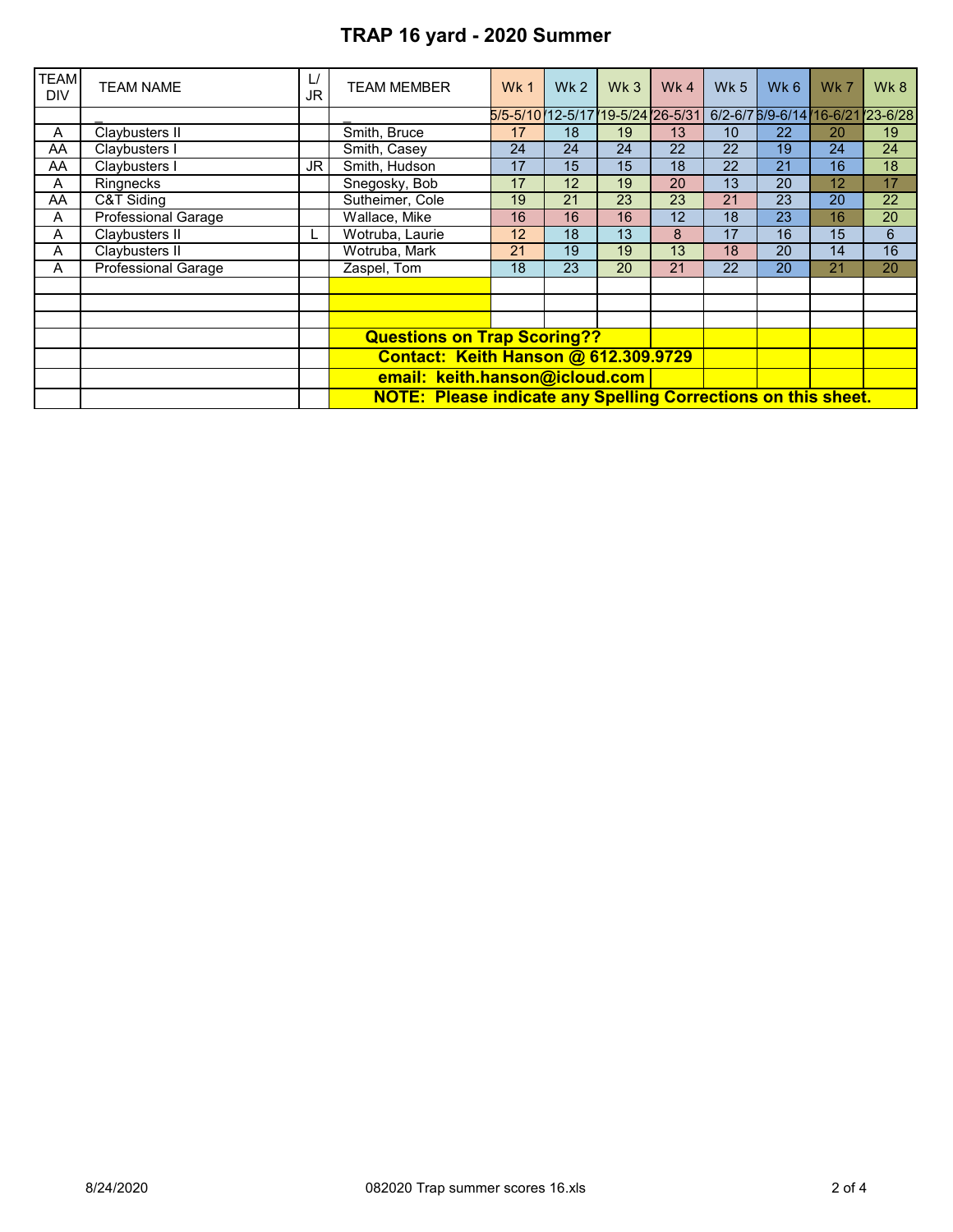# TRAP 16 yard - 2020 Summer

| TEAM DIV | TEAM NAME | L/ JR | TEAM MEMBER | Wk 1 | Wk 2 | Wk 3 | Wk 4 | Wk 5 | Wk 6 | Wk 7 | Wk 8 |
|---|---|---|---|---|---|---|---|---|---|---|---|
| | _ | | _ | 5/5-5/10 | '12-5/17 | '19-5/24 | '26-5/31 | 6/2-6/7 | 6/9-6/14 | '16-6/21 | '23-6/28 |
| A | Claybusters II | | Smith, Bruce | 17 | 18 | 19 | 13 | 10 | 22 | 20 | 19 |
| AA | Claybusters I | | Smith, Casey | 24 | 24 | 24 | 22 | 22 | 19 | 24 | 24 |
| AA | Claybusters I | JR | Smith, Hudson | 17 | 15 | 15 | 18 | 22 | 21 | 16 | 18 |
| A | Ringnecks | | Snegosky, Bob | 17 | 12 | 19 | 20 | 13 | 20 | 12 | 17 |
| AA | C&T Siding | | Sutheimer, Cole | 19 | 21 | 23 | 23 | 21 | 23 | 20 | 22 |
| A | Professional Garage | | Wallace, Mike | 16 | 16 | 16 | 12 | 18 | 23 | 16 | 20 |
| A | Claybusters II | L | Wotruba, Laurie | 12 | 18 | 13 | 8 | 17 | 16 | 15 | 6 |
| A | Claybusters II | | Wotruba, Mark | 21 | 19 | 19 | 13 | 18 | 20 | 14 | 16 |
| A | Professional Garage | | Zaspel, Tom | 18 | 23 | 20 | 21 | 22 | 20 | 21 | 20 |

**Questions on Trap Scoring??**

**Contact: Keith Hanson @ 612.309.9729**

**email: keith.hanson@icloud.com**

**NOTE: Please indicate any Spelling Corrections on this sheet.**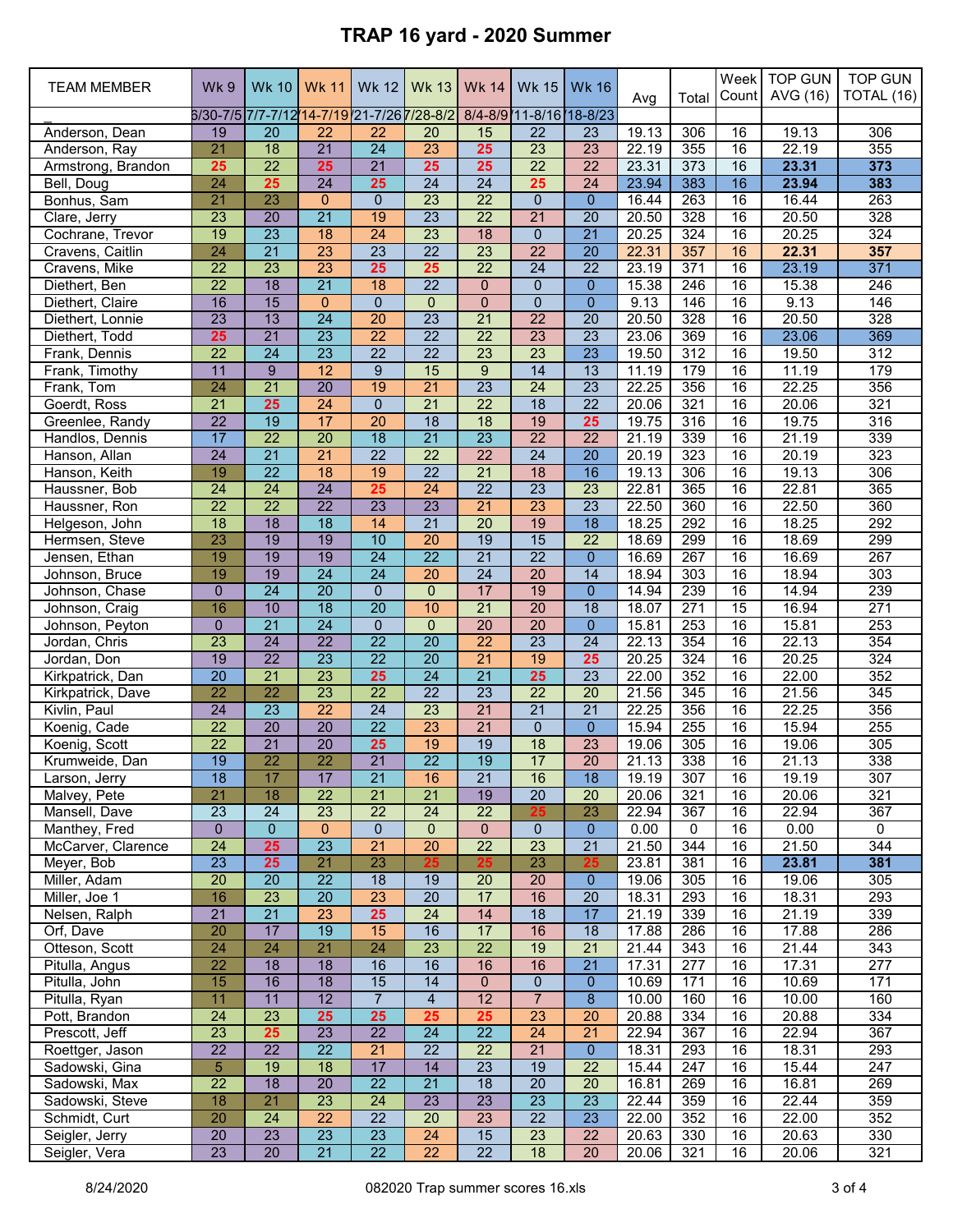# TRAP 16 yard - 2020 Summer

| TEAM MEMBER | Wk 9 | Wk 10 | Wk 11 | Wk 12 | Wk 13 | Wk 14 | Wk 15 | Wk 16 | Avg | Total | Week Count | TOP GUN AVG (16) | TOP GUN TOTAL (16) |
|---|---|---|---|---|---|---|---|---|---|---|---|---|---|
| _ | 6/30-7/5 | 7/7-7/12 | 7/14-7/19 | 7/21-7/26 | 7/28-8/2 | 8/4-8/9 | 8/11-8/16 | 8/18-8/23 | | | | | |
| Anderson, Dean | 19 | 20 | 22 | 22 | 20 | 15 | 22 | 23 | 19.13 | 306 | 16 | 19.13 | 306 |
| Anderson, Ray | 21 | 18 | 21 | 24 | 23 | 25 | 23 | 23 | 22.19 | 355 | 16 | 22.19 | 355 |
| Armstrong, Brandon | 25 | 22 | 25 | 21 | 25 | 25 | 22 | 22 | 23.31 | 373 | 16 | **23.31** | **373** |
| Bell, Doug | 24 | 25 | 24 | 25 | 24 | 24 | 25 | 24 | 23.94 | 383 | 16 | **23.94** | **383** |
| Bonhus, Sam | 21 | 23 | 0 | 0 | 23 | 22 | 0 | 0 | 16.44 | 263 | 16 | 16.44 | 263 |
| Clare, Jerry | 23 | 20 | 21 | 19 | 23 | 22 | 21 | 20 | 20.50 | 328 | 16 | 20.50 | 328 |
| Cochrane, Trevor | 19 | 23 | 18 | 24 | 23 | 18 | 0 | 21 | 20.25 | 324 | 16 | 20.25 | 324 |
| Cravens, Caitlin | 24 | 21 | 23 | 23 | 22 | 23 | 22 | 20 | 22.31 | 357 | 16 | **22.31** | **357** |
| Cravens, Mike | 22 | 23 | 23 | 25 | 25 | 22 | 24 | 22 | 23.19 | 371 | 16 | 23.19 | 371 |
| Diethert, Ben | 22 | 18 | 21 | 18 | 22 | 0 | 0 | 0 | 15.38 | 246 | 16 | 15.38 | 246 |
| Diethert, Claire | 16 | 15 | 0 | 0 | 0 | 0 | 0 | 0 | 9.13 | 146 | 16 | 9.13 | 146 |
| Diethert, Lonnie | 23 | 13 | 24 | 20 | 23 | 21 | 22 | 20 | 20.50 | 328 | 16 | 20.50 | 328 |
| Diethert, Todd | 25 | 21 | 23 | 22 | 22 | 22 | 23 | 23 | 23.06 | 369 | 16 | 23.06 | 369 |
| Frank, Dennis | 22 | 24 | 23 | 22 | 22 | 23 | 23 | 23 | 19.50 | 312 | 16 | 19.50 | 312 |
| Frank, Timothy | 11 | 9 | 12 | 9 | 15 | 9 | 14 | 13 | 11.19 | 179 | 16 | 11.19 | 179 |
| Frank, Tom | 24 | 21 | 20 | 19 | 21 | 23 | 24 | 23 | 22.25 | 356 | 16 | 22.25 | 356 |
| Goerdt, Ross | 21 | 25 | 24 | 0 | 21 | 22 | 18 | 22 | 20.06 | 321 | 16 | 20.06 | 321 |
| Greenlee, Randy | 22 | 19 | 17 | 20 | 18 | 18 | 19 | 25 | 19.75 | 316 | 16 | 19.75 | 316 |
| Handlos, Dennis | 17 | 22 | 20 | 18 | 21 | 23 | 22 | 22 | 21.19 | 339 | 16 | 21.19 | 339 |
| Hanson, Allan | 24 | 21 | 21 | 22 | 22 | 22 | 24 | 20 | 20.19 | 323 | 16 | 20.19 | 323 |
| Hanson, Keith | 19 | 22 | 18 | 19 | 22 | 21 | 18 | 16 | 19.13 | 306 | 16 | 19.13 | 306 |
| Haussner, Bob | 24 | 24 | 24 | 25 | 24 | 22 | 23 | 23 | 22.81 | 365 | 16 | 22.81 | 365 |
| Haussner, Ron | 22 | 22 | 22 | 23 | 23 | 21 | 23 | 23 | 22.50 | 360 | 16 | 22.50 | 360 |
| Helgeson, John | 18 | 18 | 18 | 14 | 21 | 20 | 19 | 18 | 18.25 | 292 | 16 | 18.25 | 292 |
| Hermsen, Steve | 23 | 19 | 19 | 10 | 20 | 19 | 15 | 22 | 18.69 | 299 | 16 | 18.69 | 299 |
| Jensen, Ethan | 19 | 19 | 19 | 24 | 22 | 21 | 22 | 0 | 16.69 | 267 | 16 | 16.69 | 267 |
| Johnson, Bruce | 19 | 19 | 24 | 24 | 20 | 24 | 20 | 14 | 18.94 | 303 | 16 | 18.94 | 303 |
| Johnson, Chase | 0 | 24 | 20 | 0 | 0 | 17 | 19 | 0 | 14.94 | 239 | 16 | 14.94 | 239 |
| Johnson, Craig | 16 | 10 | 18 | 20 | 10 | 21 | 20 | 18 | 18.07 | 271 | 15 | 16.94 | 271 |
| Johnson, Peyton | 0 | 21 | 24 | 0 | 0 | 20 | 20 | 0 | 15.81 | 253 | 16 | 15.81 | 253 |
| Jordan, Chris | 23 | 24 | 22 | 22 | 20 | 22 | 23 | 24 | 22.13 | 354 | 16 | 22.13 | 354 |
| Jordan, Don | 19 | 22 | 23 | 22 | 20 | 21 | 19 | 25 | 20.25 | 324 | 16 | 20.25 | 324 |
| Kirkpatrick, Dan | 20 | 21 | 23 | 25 | 24 | 21 | 25 | 23 | 22.00 | 352 | 16 | 22.00 | 352 |
| Kirkpatrick, Dave | 22 | 22 | 23 | 22 | 22 | 23 | 22 | 20 | 21.56 | 345 | 16 | 21.56 | 345 |
| Kivlin, Paul | 24 | 23 | 22 | 24 | 23 | 21 | 21 | 21 | 22.25 | 356 | 16 | 22.25 | 356 |
| Koenig, Cade | 22 | 20 | 20 | 22 | 23 | 21 | 0 | 0 | 15.94 | 255 | 16 | 15.94 | 255 |
| Koenig, Scott | 22 | 21 | 20 | 25 | 19 | 19 | 18 | 23 | 19.06 | 305 | 16 | 19.06 | 305 |
| Krumweide, Dan | 19 | 22 | 22 | 21 | 22 | 19 | 17 | 20 | 21.13 | 338 | 16 | 21.13 | 338 |
| Larson, Jerry | 18 | 17 | 17 | 21 | 16 | 21 | 16 | 18 | 19.19 | 307 | 16 | 19.19 | 307 |
| Malvey, Pete | 21 | 18 | 22 | 21 | 21 | 19 | 20 | 20 | 20.06 | 321 | 16 | 20.06 | 321 |
| Mansell, Dave | 23 | 24 | 23 | 22 | 24 | 22 | 25 | 23 | 22.94 | 367 | 16 | 22.94 | 367 |
| Manthey, Fred | 0 | 0 | 0 | 0 | 0 | 0 | 0 | 0 | 0.00 | 0 | 16 | 0.00 | 0 |
| McCarver, Clarence | 24 | 25 | 23 | 21 | 20 | 22 | 23 | 21 | 21.50 | 344 | 16 | 21.50 | 344 |
| Meyer, Bob | 23 | 25 | 21 | 23 | 25 | 25 | 23 | 25 | 23.81 | 381 | 16 | **23.81** | **381** |
| Miller, Adam | 20 | 20 | 22 | 18 | 19 | 20 | 20 | 0 | 19.06 | 305 | 16 | 19.06 | 305 |
| Miller, Joe 1 | 16 | 23 | 20 | 23 | 20 | 17 | 16 | 20 | 18.31 | 293 | 16 | 18.31 | 293 |
| Nelsen, Ralph | 21 | 21 | 23 | 25 | 24 | 14 | 18 | 17 | 21.19 | 339 | 16 | 21.19 | 339 |
| Orf, Dave | 20 | 17 | 19 | 15 | 16 | 17 | 16 | 18 | 17.88 | 286 | 16 | 17.88 | 286 |
| Otteson, Scott | 24 | 24 | 21 | 24 | 23 | 22 | 19 | 21 | 21.44 | 343 | 16 | 21.44 | 343 |
| Pitulla, Angus | 22 | 18 | 18 | 16 | 16 | 16 | 16 | 21 | 17.31 | 277 | 16 | 17.31 | 277 |
| Pitulla, John | 15 | 16 | 18 | 15 | 14 | 0 | 0 | 0 | 10.69 | 171 | 16 | 10.69 | 171 |
| Pitulla, Ryan | 11 | 11 | 12 | 7 | 4 | 12 | 7 | 8 | 10.00 | 160 | 16 | 10.00 | 160 |
| Pott, Brandon | 24 | 23 | 25 | 25 | 25 | 25 | 23 | 20 | 20.88 | 334 | 16 | 20.88 | 334 |
| Prescott, Jeff | 23 | 25 | 23 | 22 | 24 | 22 | 24 | 21 | 22.94 | 367 | 16 | 22.94 | 367 |
| Roettger, Jason | 22 | 22 | 22 | 21 | 22 | 22 | 21 | 0 | 18.31 | 293 | 16 | 18.31 | 293 |
| Sadowski, Gina | 5 | 19 | 18 | 17 | 14 | 23 | 19 | 22 | 15.44 | 247 | 16 | 15.44 | 247 |
| Sadowski, Max | 22 | 18 | 20 | 22 | 21 | 18 | 20 | 20 | 16.81 | 269 | 16 | 16.81 | 269 |
| Sadowski, Steve | 18 | 21 | 23 | 24 | 23 | 23 | 23 | 23 | 22.44 | 359 | 16 | 22.44 | 359 |
| Schmidt, Curt | 20 | 24 | 22 | 22 | 20 | 23 | 22 | 23 | 22.00 | 352 | 16 | 22.00 | 352 |
| Seigler, Jerry | 20 | 23 | 23 | 23 | 24 | 15 | 23 | 22 | 20.63 | 330 | 16 | 20.63 | 330 |
| Seigler, Vera | 23 | 20 | 21 | 22 | 22 | 22 | 18 | 20 | 20.06 | 321 | 16 | 20.06 | 321 |

8/24/2020 — 082020 Trap summer scores 16.xls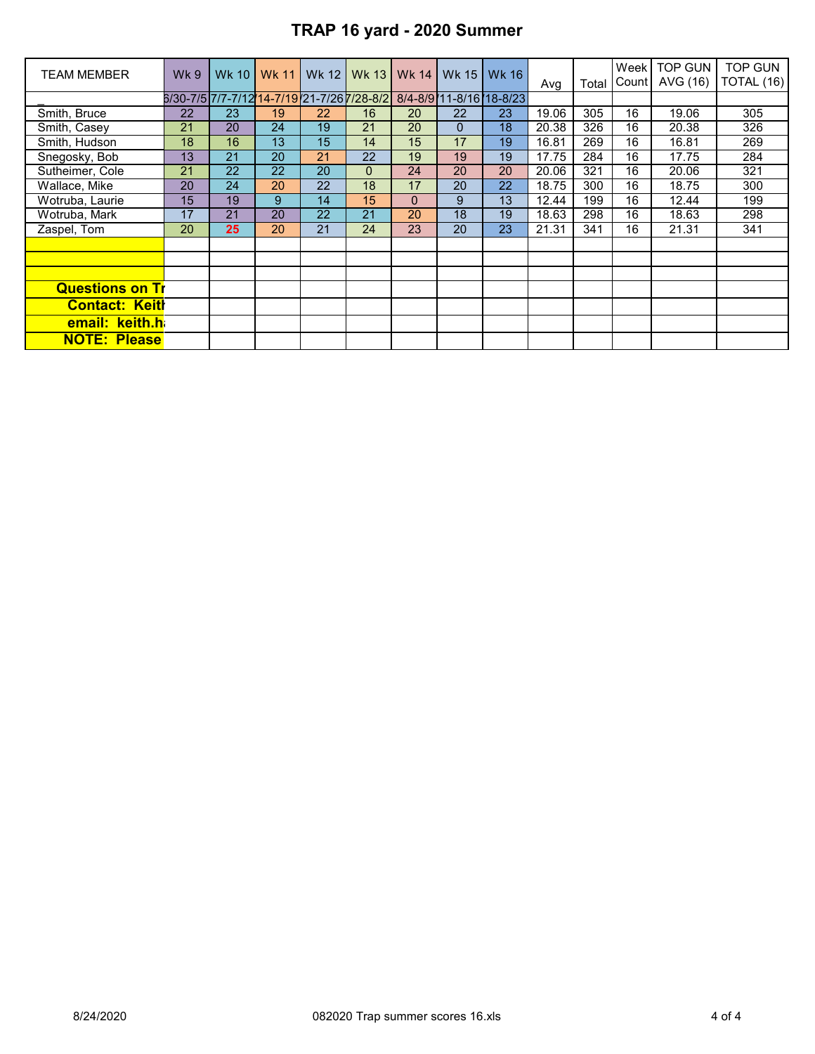# TRAP 16 yard - 2020 Summer

| TEAM MEMBER | Wk 9 | Wk 10 | Wk 11 | Wk 12 | Wk 13 | Wk 14 | Wk 15 | Wk 16 | Avg | Total | Week Count | TOP GUN AVG (16) | TOP GUN TOTAL (16) |
|---|---|---|---|---|---|---|---|---|---|---|---|---|---|
| _ | 6/30-7/5 | 7/7-7/12 | 7/14-7/19 | 7/21-7/26 | 7/28-8/2 | 8/4-8/9 | 8/11-8/16 | 8/18-8/23 | | | | | |
| Smith, Bruce | 22 | 23 | 19 | 22 | 16 | 20 | 22 | 23 | 19.06 | 305 | 16 | 19.06 | 305 |
| Smith, Casey | 21 | 20 | 24 | 19 | 21 | 20 | 0 | 18 | 20.38 | 326 | 16 | 20.38 | 326 |
| Smith, Hudson | 18 | 16 | 13 | 15 | 14 | 15 | 17 | 19 | 16.81 | 269 | 16 | 16.81 | 269 |
| Snegosky, Bob | 13 | 21 | 20 | 21 | 22 | 19 | 19 | 19 | 17.75 | 284 | 16 | 17.75 | 284 |
| Sutheimer, Cole | 21 | 22 | 22 | 20 | 0 | 24 | 20 | 20 | 20.06 | 321 | 16 | 20.06 | 321 |
| Wallace, Mike | 20 | 24 | 20 | 22 | 18 | 17 | 20 | 22 | 18.75 | 300 | 16 | 18.75 | 300 |
| Wotruba, Laurie | 15 | 19 | 9 | 14 | 15 | 0 | 9 | 13 | 12.44 | 199 | 16 | 12.44 | 199 |
| Wotruba, Mark | 17 | 21 | 20 | 22 | 21 | 20 | 18 | 19 | 18.63 | 298 | 16 | 18.63 | 298 |
| Zaspel, Tom | 20 | 25 | 20 | 21 | 24 | 23 | 20 | 23 | 21.31 | 341 | 16 | 21.31 | 341 |

**Questions on Tr**

**Contact: Keith**

**email: keith.h**

**NOTE: Please**